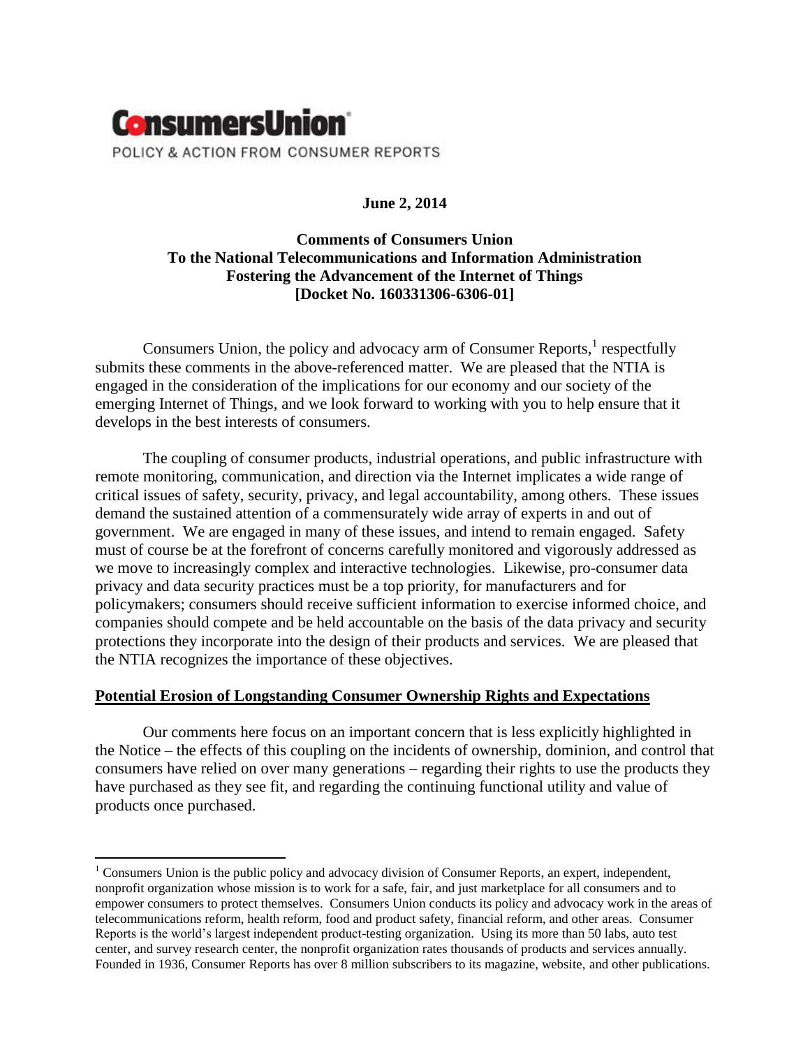**ConsumersUnion**

POLICY & ACTION FROM CONSUMER REPORTS

**June 2, 2014**

**Comments of Consumers Union**
**To the National Telecommunications and Information Administration**
**Fostering the Advancement of the Internet of Things**
**[Docket No. 160331306-6306-01]**

Consumers Union, the policy and advocacy arm of Consumer Reports,[1] respectfully submits these comments in the above-referenced matter. We are pleased that the NTIA is engaged in the consideration of the implications for our economy and our society of the emerging Internet of Things, and we look forward to working with you to help ensure that it develops in the best interests of consumers.

The coupling of consumer products, industrial operations, and public infrastructure with remote monitoring, communication, and direction via the Internet implicates a wide range of critical issues of safety, security, privacy, and legal accountability, among others. These issues demand the sustained attention of a commensurately wide array of experts in and out of government. We are engaged in many of these issues, and intend to remain engaged. Safety must of course be at the forefront of concerns carefully monitored and vigorously addressed as we move to increasingly complex and interactive technologies. Likewise, pro-consumer data privacy and data security practices must be a top priority, for manufacturers and for policymakers; consumers should receive sufficient information to exercise informed choice, and companies should compete and be held accountable on the basis of the data privacy and security protections they incorporate into the design of their products and services. We are pleased that the NTIA recognizes the importance of these objectives.

## Potential Erosion of Longstanding Consumer Ownership Rights and Expectations

Our comments here focus on an important concern that is less explicitly highlighted in the Notice – the effects of this coupling on the incidents of ownership, dominion, and control that consumers have relied on over many generations – regarding their rights to use the products they have purchased as they see fit, and regarding the continuing functional utility and value of products once purchased.

[1] Consumers Union is the public policy and advocacy division of Consumer Reports, an expert, independent, nonprofit organization whose mission is to work for a safe, fair, and just marketplace for all consumers and to empower consumers to protect themselves. Consumers Union conducts its policy and advocacy work in the areas of telecommunications reform, health reform, food and product safety, financial reform, and other areas. Consumer Reports is the world's largest independent product-testing organization. Using its more than 50 labs, auto test center, and survey research center, the nonprofit organization rates thousands of products and services annually. Founded in 1936, Consumer Reports has over 8 million subscribers to its magazine, website, and other publications.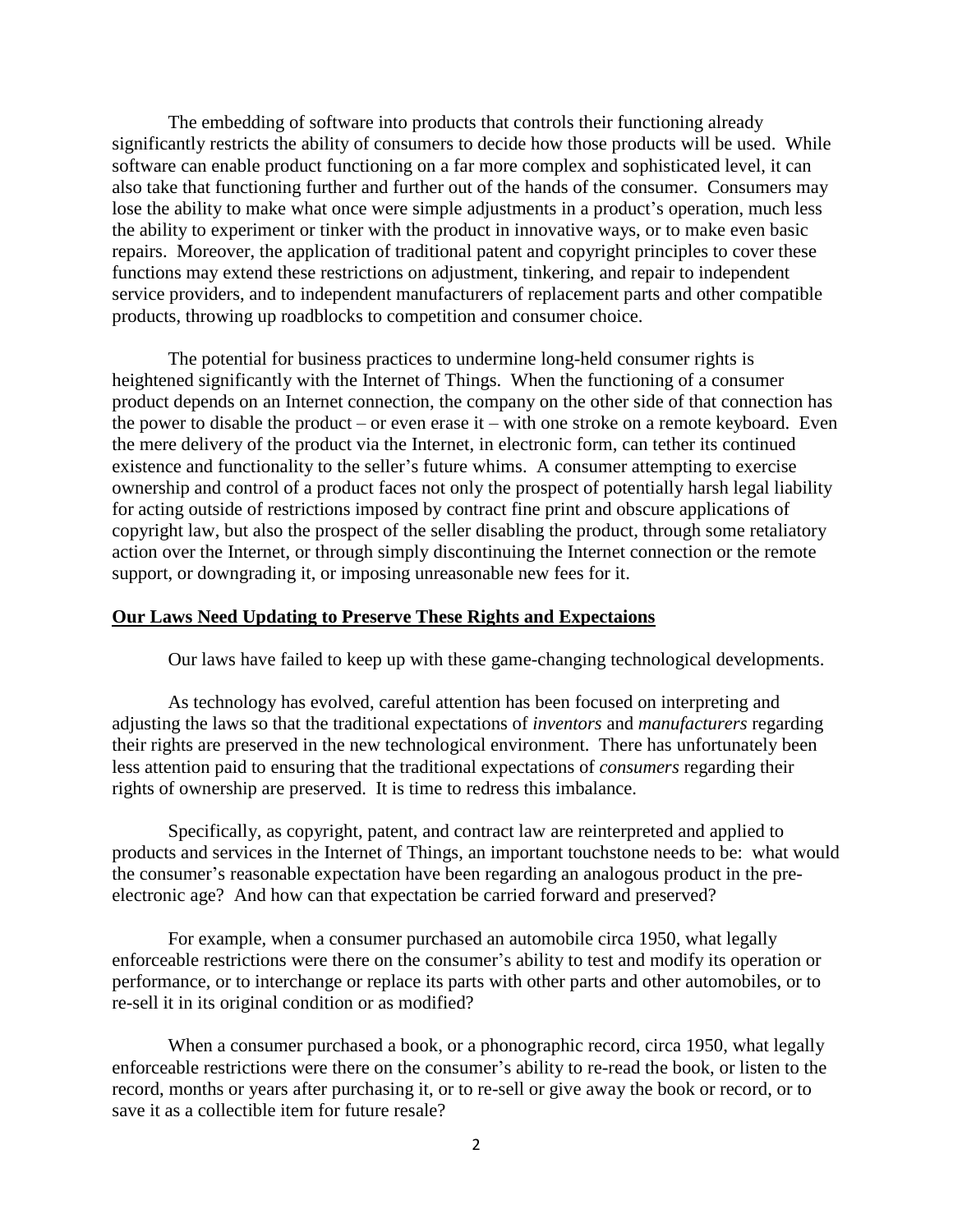The embedding of software into products that controls their functioning already significantly restricts the ability of consumers to decide how those products will be used. While software can enable product functioning on a far more complex and sophisticated level, it can also take that functioning further and further out of the hands of the consumer. Consumers may lose the ability to make what once were simple adjustments in a product's operation, much less the ability to experiment or tinker with the product in innovative ways, or to make even basic repairs. Moreover, the application of traditional patent and copyright principles to cover these functions may extend these restrictions on adjustment, tinkering, and repair to independent service providers, and to independent manufacturers of replacement parts and other compatible products, throwing up roadblocks to competition and consumer choice.

The potential for business practices to undermine long-held consumer rights is heightened significantly with the Internet of Things. When the functioning of a consumer product depends on an Internet connection, the company on the other side of that connection has the power to disable the product – or even erase it – with one stroke on a remote keyboard. Even the mere delivery of the product via the Internet, in electronic form, can tether its continued existence and functionality to the seller's future whims. A consumer attempting to exercise ownership and control of a product faces not only the prospect of potentially harsh legal liability for acting outside of restrictions imposed by contract fine print and obscure applications of copyright law, but also the prospect of the seller disabling the product, through some retaliatory action over the Internet, or through simply discontinuing the Internet connection or the remote support, or downgrading it, or imposing unreasonable new fees for it.

**Our Laws Need Updating to Preserve These Rights and Expectaions**

Our laws have failed to keep up with these game-changing technological developments.

As technology has evolved, careful attention has been focused on interpreting and adjusting the laws so that the traditional expectations of *inventors* and *manufacturers* regarding their rights are preserved in the new technological environment. There has unfortunately been less attention paid to ensuring that the traditional expectations of *consumers* regarding their rights of ownership are preserved. It is time to redress this imbalance.

Specifically, as copyright, patent, and contract law are reinterpreted and applied to products and services in the Internet of Things, an important touchstone needs to be: what would the consumer's reasonable expectation have been regarding an analogous product in the pre-electronic age? And how can that expectation be carried forward and preserved?

For example, when a consumer purchased an automobile circa 1950, what legally enforceable restrictions were there on the consumer's ability to test and modify its operation or performance, or to interchange or replace its parts with other parts and other automobiles, or to re-sell it in its original condition or as modified?

When a consumer purchased a book, or a phonographic record, circa 1950, what legally enforceable restrictions were there on the consumer's ability to re-read the book, or listen to the record, months or years after purchasing it, or to re-sell or give away the book or record, or to save it as a collectible item for future resale?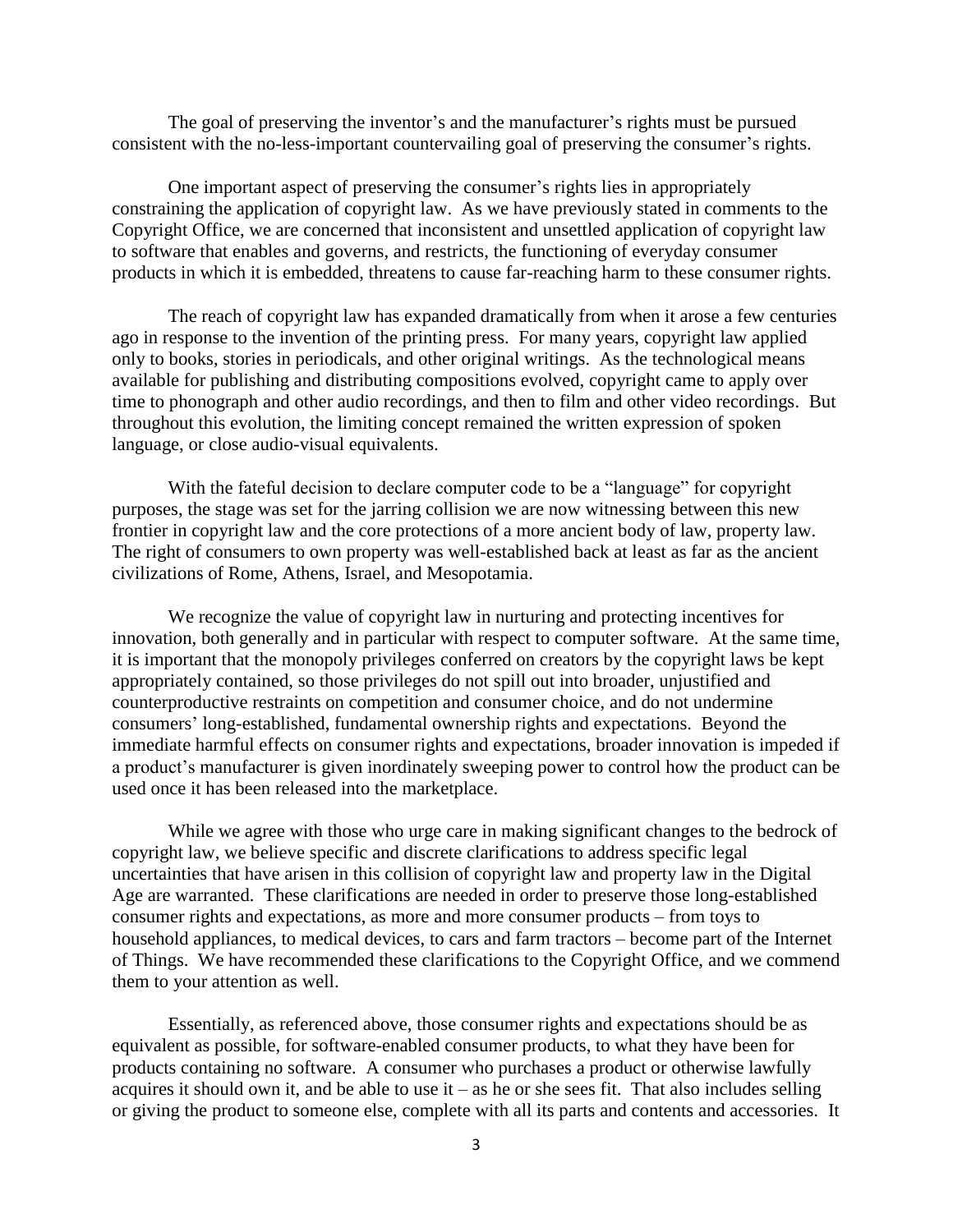The goal of preserving the inventor's and the manufacturer's rights must be pursued consistent with the no-less-important countervailing goal of preserving the consumer's rights.

One important aspect of preserving the consumer's rights lies in appropriately constraining the application of copyright law. As we have previously stated in comments to the Copyright Office, we are concerned that inconsistent and unsettled application of copyright law to software that enables and governs, and restricts, the functioning of everyday consumer products in which it is embedded, threatens to cause far-reaching harm to these consumer rights.

The reach of copyright law has expanded dramatically from when it arose a few centuries ago in response to the invention of the printing press. For many years, copyright law applied only to books, stories in periodicals, and other original writings. As the technological means available for publishing and distributing compositions evolved, copyright came to apply over time to phonograph and other audio recordings, and then to film and other video recordings. But throughout this evolution, the limiting concept remained the written expression of spoken language, or close audio-visual equivalents.

With the fateful decision to declare computer code to be a "language" for copyright purposes, the stage was set for the jarring collision we are now witnessing between this new frontier in copyright law and the core protections of a more ancient body of law, property law. The right of consumers to own property was well-established back at least as far as the ancient civilizations of Rome, Athens, Israel, and Mesopotamia.

We recognize the value of copyright law in nurturing and protecting incentives for innovation, both generally and in particular with respect to computer software. At the same time, it is important that the monopoly privileges conferred on creators by the copyright laws be kept appropriately contained, so those privileges do not spill out into broader, unjustified and counterproductive restraints on competition and consumer choice, and do not undermine consumers' long-established, fundamental ownership rights and expectations. Beyond the immediate harmful effects on consumer rights and expectations, broader innovation is impeded if a product's manufacturer is given inordinately sweeping power to control how the product can be used once it has been released into the marketplace.

While we agree with those who urge care in making significant changes to the bedrock of copyright law, we believe specific and discrete clarifications to address specific legal uncertainties that have arisen in this collision of copyright law and property law in the Digital Age are warranted. These clarifications are needed in order to preserve those long-established consumer rights and expectations, as more and more consumer products – from toys to household appliances, to medical devices, to cars and farm tractors – become part of the Internet of Things. We have recommended these clarifications to the Copyright Office, and we commend them to your attention as well.

Essentially, as referenced above, those consumer rights and expectations should be as equivalent as possible, for software-enabled consumer products, to what they have been for products containing no software. A consumer who purchases a product or otherwise lawfully acquires it should own it, and be able to use it – as he or she sees fit. That also includes selling or giving the product to someone else, complete with all its parts and contents and accessories. It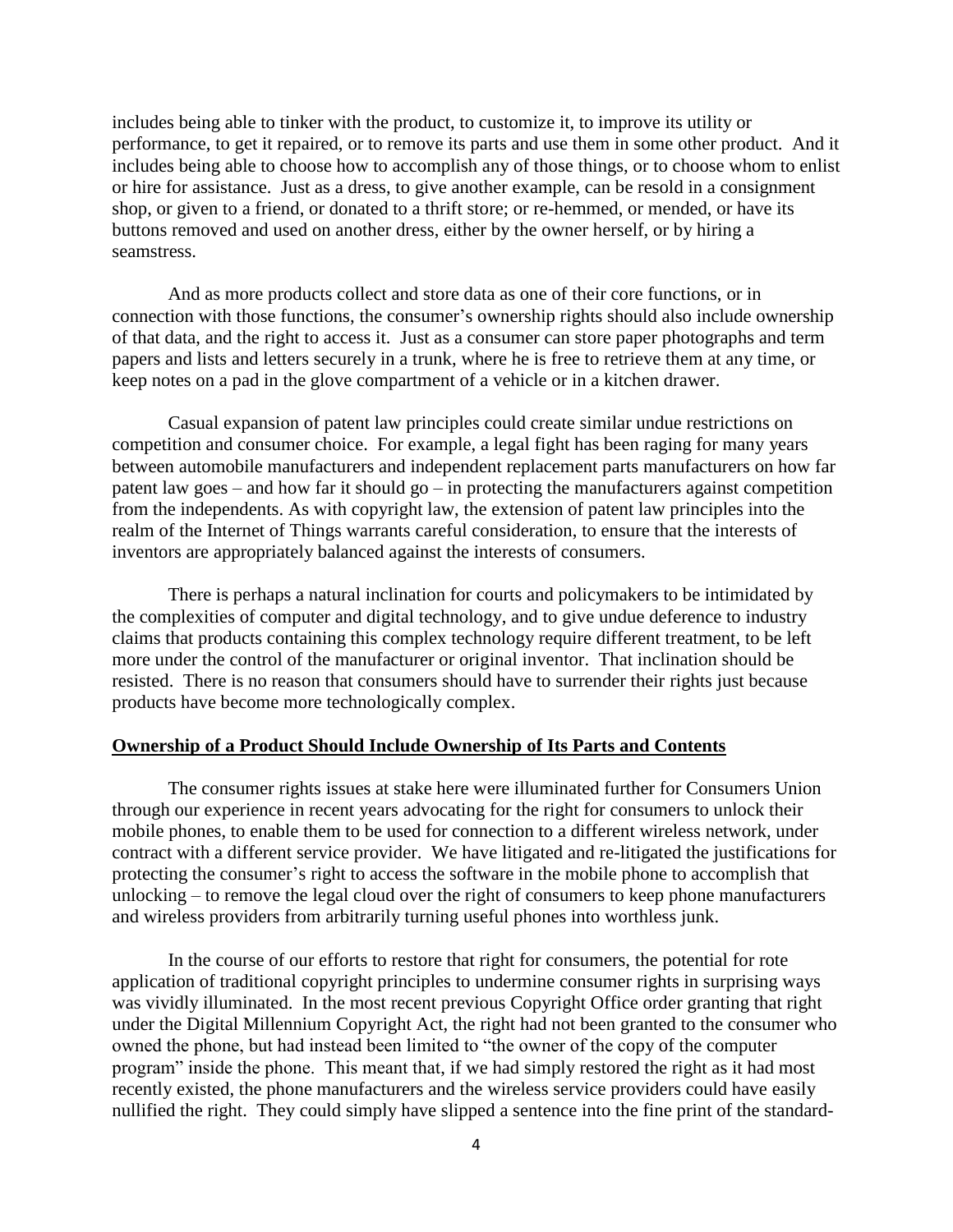includes being able to tinker with the product, to customize it, to improve its utility or performance, to get it repaired, or to remove its parts and use them in some other product. And it includes being able to choose how to accomplish any of those things, or to choose whom to enlist or hire for assistance. Just as a dress, to give another example, can be resold in a consignment shop, or given to a friend, or donated to a thrift store; or re-hemmed, or mended, or have its buttons removed and used on another dress, either by the owner herself, or by hiring a seamstress.

And as more products collect and store data as one of their core functions, or in connection with those functions, the consumer's ownership rights should also include ownership of that data, and the right to access it. Just as a consumer can store paper photographs and term papers and lists and letters securely in a trunk, where he is free to retrieve them at any time, or keep notes on a pad in the glove compartment of a vehicle or in a kitchen drawer.

Casual expansion of patent law principles could create similar undue restrictions on competition and consumer choice. For example, a legal fight has been raging for many years between automobile manufacturers and independent replacement parts manufacturers on how far patent law goes – and how far it should go – in protecting the manufacturers against competition from the independents. As with copyright law, the extension of patent law principles into the realm of the Internet of Things warrants careful consideration, to ensure that the interests of inventors are appropriately balanced against the interests of consumers.

There is perhaps a natural inclination for courts and policymakers to be intimidated by the complexities of computer and digital technology, and to give undue deference to industry claims that products containing this complex technology require different treatment, to be left more under the control of the manufacturer or original inventor. That inclination should be resisted. There is no reason that consumers should have to surrender their rights just because products have become more technologically complex.

**Ownership of a Product Should Include Ownership of Its Parts and Contents**

The consumer rights issues at stake here were illuminated further for Consumers Union through our experience in recent years advocating for the right for consumers to unlock their mobile phones, to enable them to be used for connection to a different wireless network, under contract with a different service provider. We have litigated and re-litigated the justifications for protecting the consumer's right to access the software in the mobile phone to accomplish that unlocking – to remove the legal cloud over the right of consumers to keep phone manufacturers and wireless providers from arbitrarily turning useful phones into worthless junk.

In the course of our efforts to restore that right for consumers, the potential for rote application of traditional copyright principles to undermine consumer rights in surprising ways was vividly illuminated. In the most recent previous Copyright Office order granting that right under the Digital Millennium Copyright Act, the right had not been granted to the consumer who owned the phone, but had instead been limited to "the owner of the copy of the computer program" inside the phone. This meant that, if we had simply restored the right as it had most recently existed, the phone manufacturers and the wireless service providers could have easily nullified the right. They could simply have slipped a sentence into the fine print of the standard-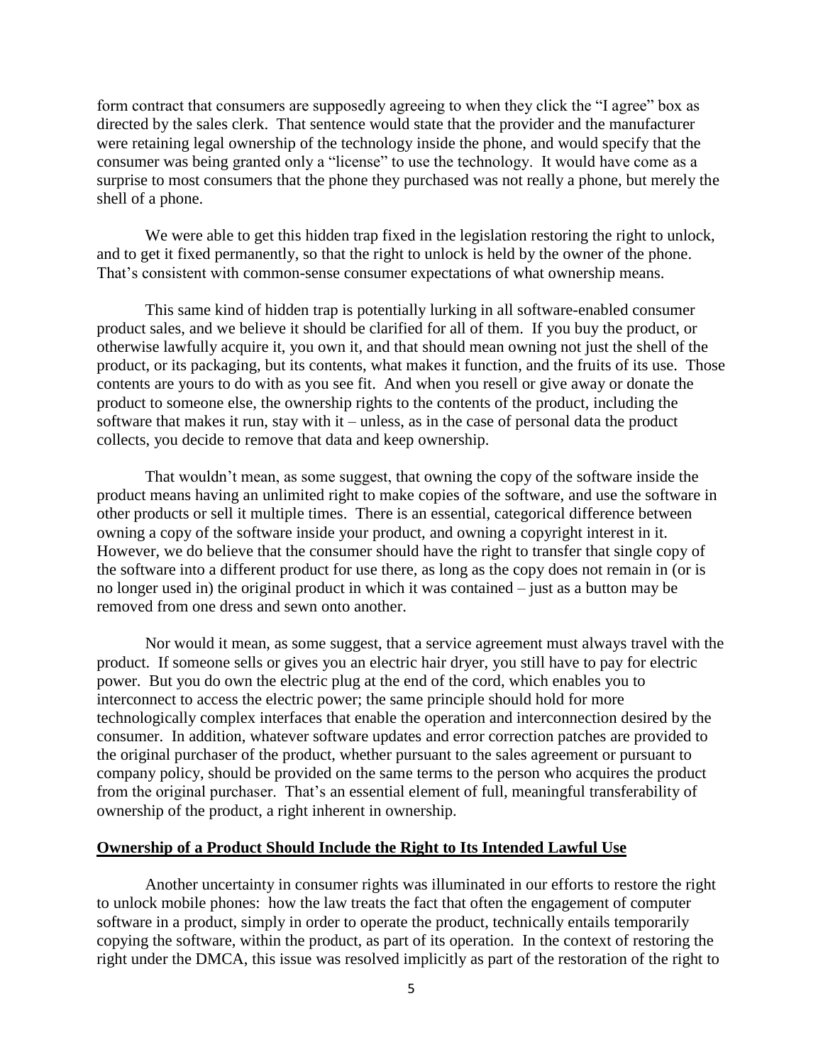form contract that consumers are supposedly agreeing to when they click the "I agree" box as directed by the sales clerk. That sentence would state that the provider and the manufacturer were retaining legal ownership of the technology inside the phone, and would specify that the consumer was being granted only a "license" to use the technology. It would have come as a surprise to most consumers that the phone they purchased was not really a phone, but merely the shell of a phone.

We were able to get this hidden trap fixed in the legislation restoring the right to unlock, and to get it fixed permanently, so that the right to unlock is held by the owner of the phone. That's consistent with common-sense consumer expectations of what ownership means.

This same kind of hidden trap is potentially lurking in all software-enabled consumer product sales, and we believe it should be clarified for all of them. If you buy the product, or otherwise lawfully acquire it, you own it, and that should mean owning not just the shell of the product, or its packaging, but its contents, what makes it function, and the fruits of its use. Those contents are yours to do with as you see fit. And when you resell or give away or donate the product to someone else, the ownership rights to the contents of the product, including the software that makes it run, stay with it – unless, as in the case of personal data the product collects, you decide to remove that data and keep ownership.

That wouldn't mean, as some suggest, that owning the copy of the software inside the product means having an unlimited right to make copies of the software, and use the software in other products or sell it multiple times. There is an essential, categorical difference between owning a copy of the software inside your product, and owning a copyright interest in it. However, we do believe that the consumer should have the right to transfer that single copy of the software into a different product for use there, as long as the copy does not remain in (or is no longer used in) the original product in which it was contained – just as a button may be removed from one dress and sewn onto another.

Nor would it mean, as some suggest, that a service agreement must always travel with the product. If someone sells or gives you an electric hair dryer, you still have to pay for electric power. But you do own the electric plug at the end of the cord, which enables you to interconnect to access the electric power; the same principle should hold for more technologically complex interfaces that enable the operation and interconnection desired by the consumer. In addition, whatever software updates and error correction patches are provided to the original purchaser of the product, whether pursuant to the sales agreement or pursuant to company policy, should be provided on the same terms to the person who acquires the product from the original purchaser. That's an essential element of full, meaningful transferability of ownership of the product, a right inherent in ownership.

**Ownership of a Product Should Include the Right to Its Intended Lawful Use**

Another uncertainty in consumer rights was illuminated in our efforts to restore the right to unlock mobile phones: how the law treats the fact that often the engagement of computer software in a product, simply in order to operate the product, technically entails temporarily copying the software, within the product, as part of its operation. In the context of restoring the right under the DMCA, this issue was resolved implicitly as part of the restoration of the right to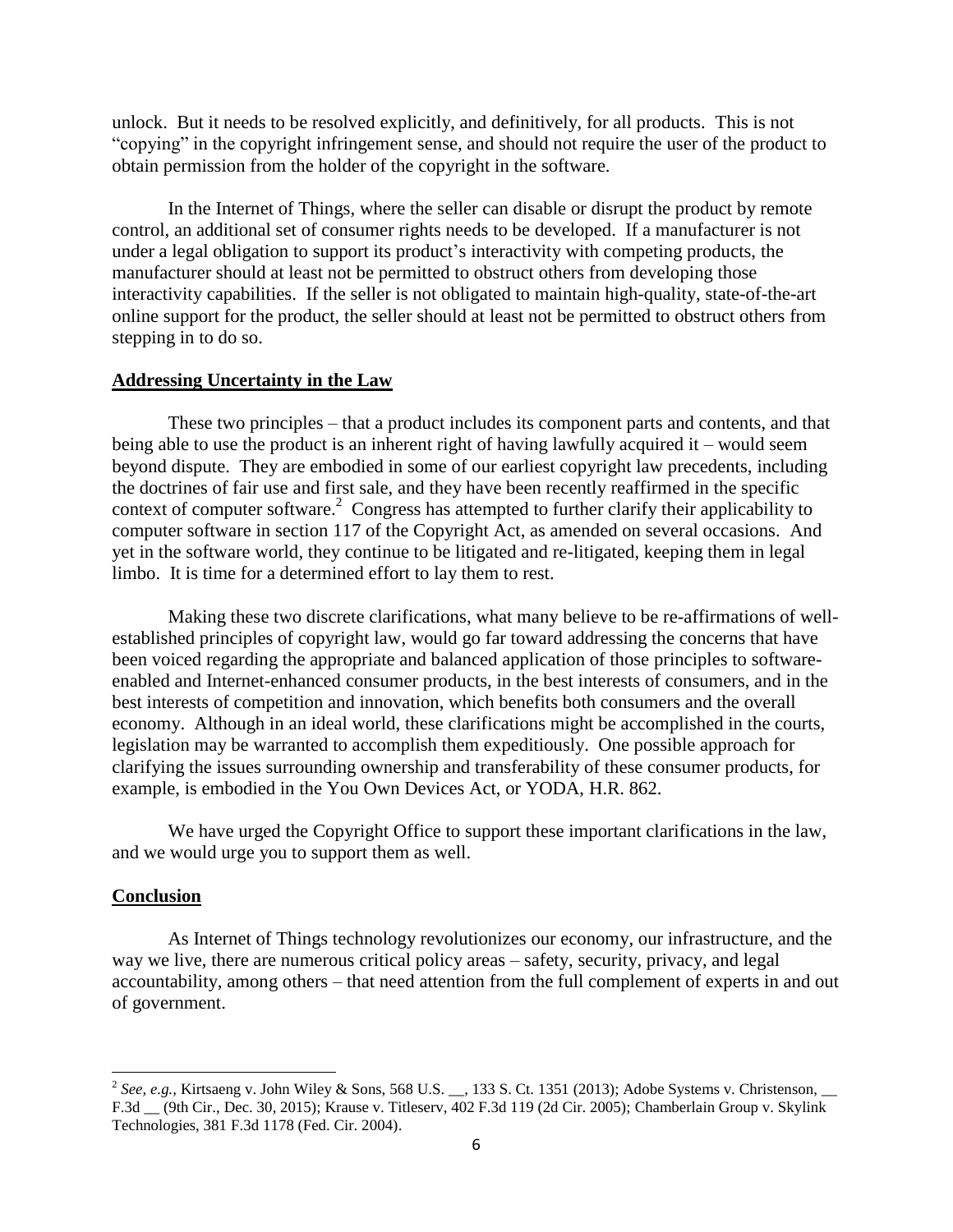unlock. But it needs to be resolved explicitly, and definitively, for all products. This is not "copying" in the copyright infringement sense, and should not require the user of the product to obtain permission from the holder of the copyright in the software.

In the Internet of Things, where the seller can disable or disrupt the product by remote control, an additional set of consumer rights needs to be developed. If a manufacturer is not under a legal obligation to support its product's interactivity with competing products, the manufacturer should at least not be permitted to obstruct others from developing those interactivity capabilities. If the seller is not obligated to maintain high-quality, state-of-the-art online support for the product, the seller should at least not be permitted to obstruct others from stepping in to do so.

## Addressing Uncertainty in the Law

These two principles – that a product includes its component parts and contents, and that being able to use the product is an inherent right of having lawfully acquired it – would seem beyond dispute. They are embodied in some of our earliest copyright law precedents, including the doctrines of fair use and first sale, and they have been recently reaffirmed in the specific context of computer software.[2] Congress has attempted to further clarify their applicability to computer software in section 117 of the Copyright Act, as amended on several occasions. And yet in the software world, they continue to be litigated and re-litigated, keeping them in legal limbo. It is time for a determined effort to lay them to rest.

Making these two discrete clarifications, what many believe to be re-affirmations of well-established principles of copyright law, would go far toward addressing the concerns that have been voiced regarding the appropriate and balanced application of those principles to software-enabled and Internet-enhanced consumer products, in the best interests of consumers, and in the best interests of competition and innovation, which benefits both consumers and the overall economy. Although in an ideal world, these clarifications might be accomplished in the courts, legislation may be warranted to accomplish them expeditiously. One possible approach for clarifying the issues surrounding ownership and transferability of these consumer products, for example, is embodied in the You Own Devices Act, or YODA, H.R. 862.

We have urged the Copyright Office to support these important clarifications in the law, and we would urge you to support them as well.

## Conclusion

As Internet of Things technology revolutionizes our economy, our infrastructure, and the way we live, there are numerous critical policy areas – safety, security, privacy, and legal accountability, among others – that need attention from the full complement of experts in and out of government.

---

[2] *See, e.g.*, Kirtsaeng v. John Wiley & Sons, 568 U.S. __, 133 S. Ct. 1351 (2013); Adobe Systems v. Christenson, __ F.3d __ (9th Cir., Dec. 30, 2015); Krause v. Titleserv, 402 F.3d 119 (2d Cir. 2005); Chamberlain Group v. Skylink Technologies, 381 F.3d 1178 (Fed. Cir. 2004).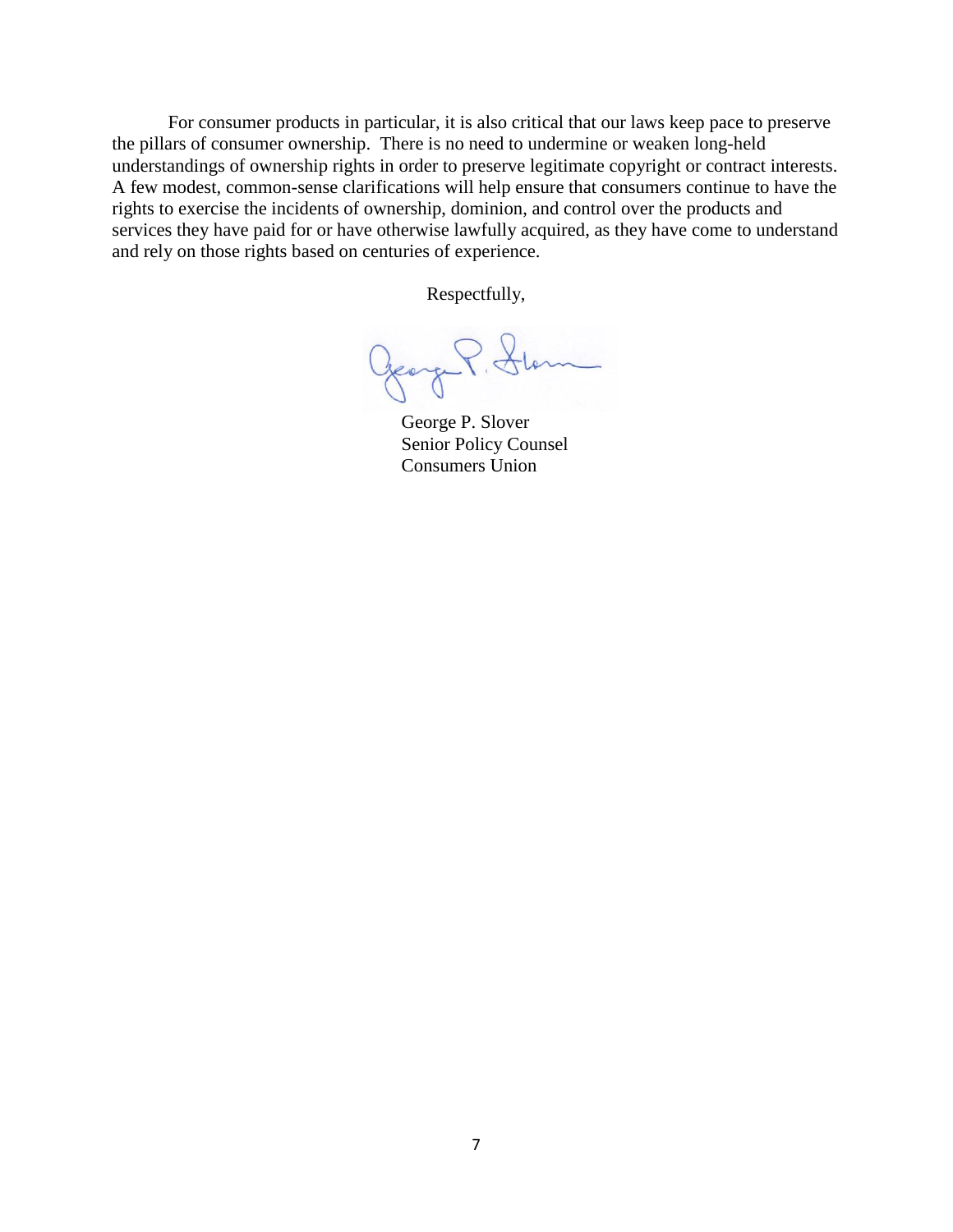For consumer products in particular, it is also critical that our laws keep pace to preserve the pillars of consumer ownership. There is no need to undermine or weaken long-held understandings of ownership rights in order to preserve legitimate copyright or contract interests. A few modest, common-sense clarifications will help ensure that consumers continue to have the rights to exercise the incidents of ownership, dominion, and control over the products and services they have paid for or have otherwise lawfully acquired, as they have come to understand and rely on those rights based on centuries of experience.

Respectfully,

George P. Slover
Senior Policy Counsel
Consumers Union